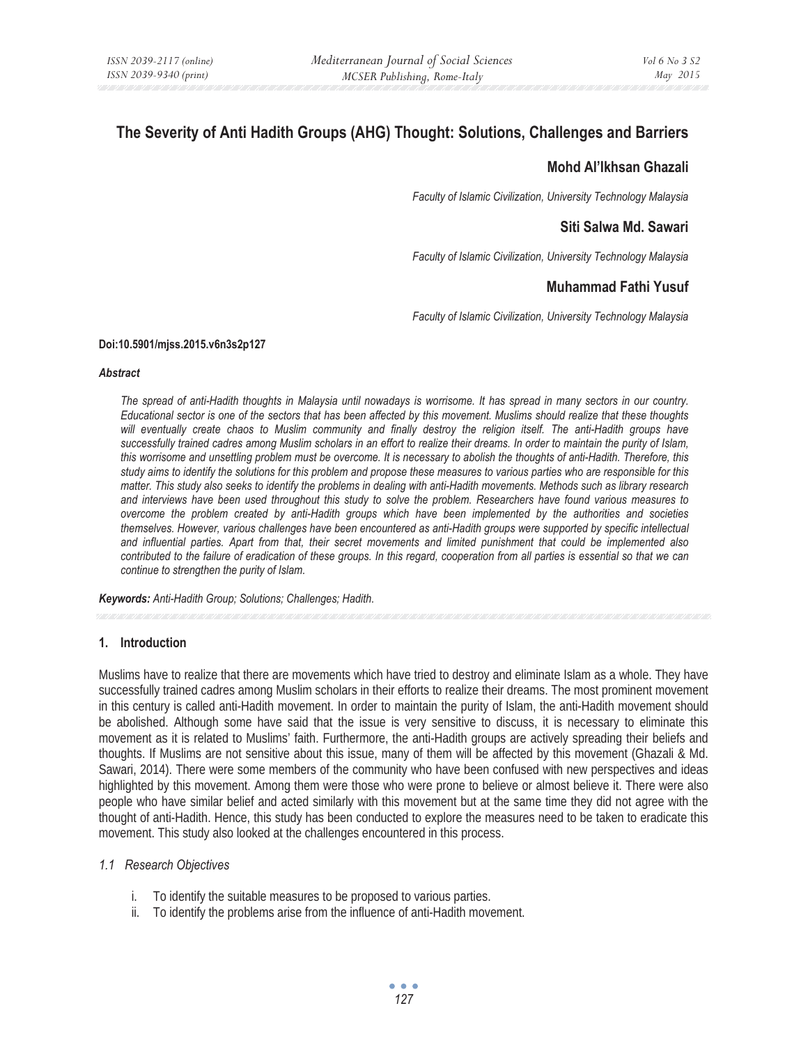# The Severity of Anti Hadith Groups (AHG) Thought: Solutions, Challenges and Barriers

**Mohd Al'Ikhsan Ghazali**

*Faculty of Islamic Civilization, University Technology Malaysia*

**Siti Salwa Md. Sawari**

*Faculty of Islamic Civilization, University Technology Malaysia*

**Muhammad Fathi Yusuf**

*Faculty of Islamic Civilization, University Technology Malaysia*

**Doi:10.5901/mjss.2015.v6n3s2p127**

***Abstract***

*The spread of anti-Hadith thoughts in Malaysia until nowadays is worrisome. It has spread in many sectors in our country. Educational sector is one of the sectors that has been affected by this movement. Muslims should realize that these thoughts will eventually create chaos to Muslim community and finally destroy the religion itself. The anti-Hadith groups have successfully trained cadres among Muslim scholars in an effort to realize their dreams. In order to maintain the purity of Islam, this worrisome and unsettling problem must be overcome. It is necessary to abolish the thoughts of anti-Hadith. Therefore, this study aims to identify the solutions for this problem and propose these measures to various parties who are responsible for this matter. This study also seeks to identify the problems in dealing with anti-Hadith movements. Methods such as library research and interviews have been used throughout this study to solve the problem. Researchers have found various measures to overcome the problem created by anti-Hadith groups which have been implemented by the authorities and societies themselves. However, various challenges have been encountered as anti-Hadith groups were supported by specific intellectual and influential parties. Apart from that, their secret movements and limited punishment that could be implemented also contributed to the failure of eradication of these groups. In this regard, cooperation from all parties is essential so that we can continue to strengthen the purity of Islam.*

***Keywords:*** *Anti-Hadith Group; Solutions; Challenges; Hadith.*

## 1. Introduction

Muslims have to realize that there are movements which have tried to destroy and eliminate Islam as a whole. They have successfully trained cadres among Muslim scholars in their efforts to realize their dreams. The most prominent movement in this century is called anti-Hadith movement. In order to maintain the purity of Islam, the anti-Hadith movement should be abolished. Although some have said that the issue is very sensitive to discuss, it is necessary to eliminate this movement as it is related to Muslims' faith. Furthermore, the anti-Hadith groups are actively spreading their beliefs and thoughts. If Muslims are not sensitive about this issue, many of them will be affected by this movement (Ghazali & Md. Sawari, 2014). There were some members of the community who have been confused with new perspectives and ideas highlighted by this movement. Among them were those who were prone to believe or almost believe it. There were also people who have similar belief and acted similarly with this movement but at the same time they did not agree with the thought of anti-Hadith. Hence, this study has been conducted to explore the measures need to be taken to eradicate this movement. This study also looked at the challenges encountered in this process.

### *1.1 Research Objectives*

i. To identify the suitable measures to be proposed to various parties.
ii. To identify the problems arise from the influence of anti-Hadith movement.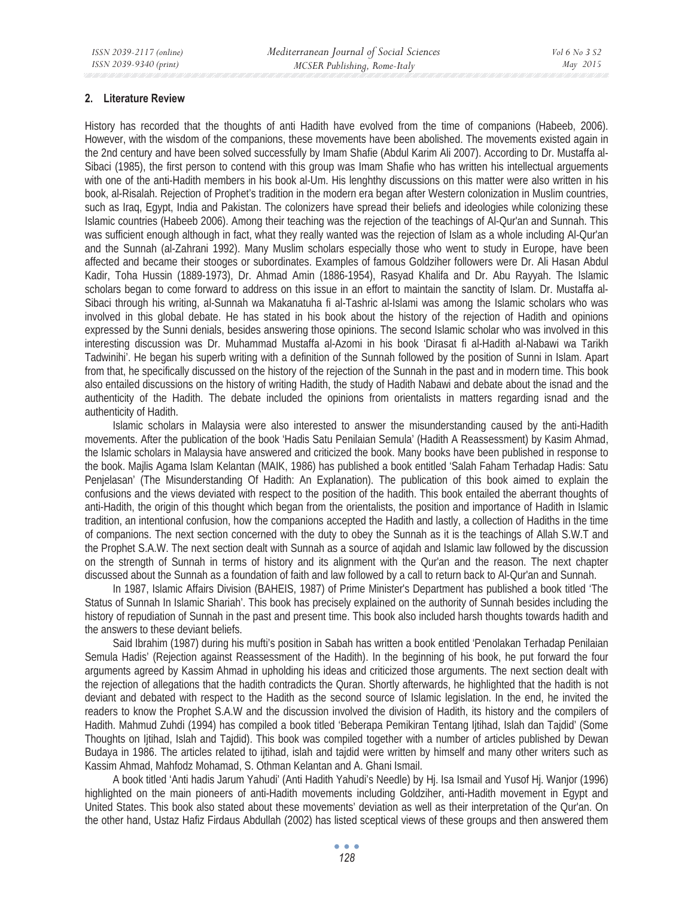## 2. Literature Review

History has recorded that the thoughts of anti Hadith have evolved from the time of companions (Habeeb, 2006). However, with the wisdom of the companions, these movements have been abolished. The movements existed again in the 2nd century and have been solved successfully by Imam Shafie (Abdul Karim Ali 2007). According to Dr. Mustaffa al-Sibaci (1985), the first person to contend with this group was Imam Shafie who has written his intellectual arguements with one of the anti-Hadith members in his book al-Um. His lenghthy discussions on this matter were also written in his book, al-Risalah. Rejection of Prophet's tradition in the modern era began after Western colonization in Muslim countries, such as Iraq, Egypt, India and Pakistan. The colonizers have spread their beliefs and ideologies while colonizing these Islamic countries (Habeeb 2006). Among their teaching was the rejection of the teachings of Al-Qur'an and Sunnah. This was sufficient enough although in fact, what they really wanted was the rejection of Islam as a whole including Al-Qur'an and the Sunnah (al-Zahrani 1992). Many Muslim scholars especially those who went to study in Europe, have been affected and became their stooges or subordinates. Examples of famous Goldziher followers were Dr. Ali Hasan Abdul Kadir, Toha Hussin (1889-1973), Dr. Ahmad Amin (1886-1954), Rasyad Khalifa and Dr. Abu Rayyah. The Islamic scholars began to come forward to address on this issue in an effort to maintain the sanctity of Islam. Dr. Mustaffa al-Sibaci through his writing, al-Sunnah wa Makanatuha fi al-Tashric al-Islami was among the Islamic scholars who was involved in this global debate. He has stated in his book about the history of the rejection of Hadith and opinions expressed by the Sunni denials, besides answering those opinions. The second Islamic scholar who was involved in this interesting discussion was Dr. Muhammad Mustaffa al-Azomi in his book 'Dirasat fi al-Hadith al-Nabawi wa Tarikh Tadwinihi'. He began his superb writing with a definition of the Sunnah followed by the position of Sunni in Islam. Apart from that, he specifically discussed on the history of the rejection of the Sunnah in the past and in modern time. This book also entailed discussions on the history of writing Hadith, the study of Hadith Nabawi and debate about the isnad and the authenticity of the Hadith. The debate included the opinions from orientalists in matters regarding isnad and the authenticity of Hadith.

Islamic scholars in Malaysia were also interested to answer the misunderstanding caused by the anti-Hadith movements. After the publication of the book 'Hadis Satu Penilaian Semula' (Hadith A Reassessment) by Kasim Ahmad, the Islamic scholars in Malaysia have answered and criticized the book. Many books have been published in response to the book. Majlis Agama Islam Kelantan (MAIK, 1986) has published a book entitled 'Salah Faham Terhadap Hadis: Satu Penjelasan' (The Misunderstanding Of Hadith: An Explanation). The publication of this book aimed to explain the confusions and the views deviated with respect to the position of the hadith. This book entailed the aberrant thoughts of anti-Hadith, the origin of this thought which began from the orientalists, the position and importance of Hadith in Islamic tradition, an intentional confusion, how the companions accepted the Hadith and lastly, a collection of Hadiths in the time of companions. The next section concerned with the duty to obey the Sunnah as it is the teachings of Allah S.W.T and the Prophet S.A.W. The next section dealt with Sunnah as a source of aqidah and Islamic law followed by the discussion on the strength of Sunnah in terms of history and its alignment with the Qur'an and the reason. The next chapter discussed about the Sunnah as a foundation of faith and law followed by a call to return back to Al-Qur'an and Sunnah.

In 1987, Islamic Affairs Division (BAHEIS, 1987) of Prime Minister's Department has published a book titled 'The Status of Sunnah In Islamic Shariah'. This book has precisely explained on the authority of Sunnah besides including the history of repudiation of Sunnah in the past and present time. This book also included harsh thoughts towards hadith and the answers to these deviant beliefs.

Said Ibrahim (1987) during his mufti's position in Sabah has written a book entitled 'Penolakan Terhadap Penilaian Semula Hadis' (Rejection against Reassessment of the Hadith). In the beginning of his book, he put forward the four arguments agreed by Kassim Ahmad in upholding his ideas and criticized those arguments. The next section dealt with the rejection of allegations that the hadith contradicts the Quran. Shortly afterwards, he highlighted that the hadith is not deviant and debated with respect to the Hadith as the second source of Islamic legislation. In the end, he invited the readers to know the Prophet S.A.W and the discussion involved the division of Hadith, its history and the compilers of Hadith. Mahmud Zuhdi (1994) has compiled a book titled 'Beberapa Pemikiran Tentang Ijtihad, Islah dan Tajdid' (Some Thoughts on Ijtihad, Islah and Tajdid). This book was compiled together with a number of articles published by Dewan Budaya in 1986. The articles related to ijtihad, islah and tajdid were written by himself and many other writers such as Kassim Ahmad, Mahfodz Mohamad, S. Othman Kelantan and A. Ghani Ismail.

A book titled 'Anti hadis Jarum Yahudi' (Anti Hadith Yahudi's Needle) by Hj. Isa Ismail and Yusof Hj. Wanjor (1996) highlighted on the main pioneers of anti-Hadith movements including Goldziher, anti-Hadith movement in Egypt and United States. This book also stated about these movements' deviation as well as their interpretation of the Qur'an. On the other hand, Ustaz Hafiz Firdaus Abdullah (2002) has listed sceptical views of these groups and then answered them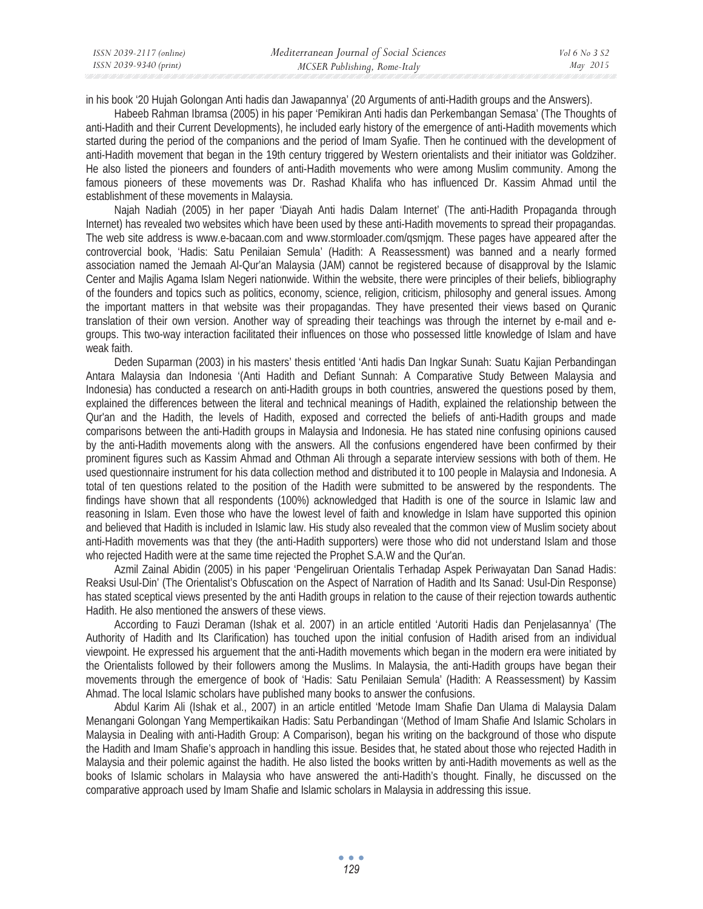in his book '20 Hujah Golongan Anti hadis dan Jawapannya' (20 Arguments of anti-Hadith groups and the Answers).

Habeeb Rahman Ibramsa (2005) in his paper 'Pemikiran Anti hadis dan Perkembangan Semasa' (The Thoughts of anti-Hadith and their Current Developments), he included early history of the emergence of anti-Hadith movements which started during the period of the companions and the period of Imam Syafie. Then he continued with the development of anti-Hadith movement that began in the 19th century triggered by Western orientalists and their initiator was Goldziher. He also listed the pioneers and founders of anti-Hadith movements who were among Muslim community. Among the famous pioneers of these movements was Dr. Rashad Khalifa who has influenced Dr. Kassim Ahmad until the establishment of these movements in Malaysia.

Najah Nadiah (2005) in her paper 'Diayah Anti hadis Dalam Internet' (The anti-Hadith Propaganda through Internet) has revealed two websites which have been used by these anti-Hadith movements to spread their propagandas. The web site address is www.e-bacaan.com and www.stormloader.com/qsmjqm. These pages have appeared after the controvercial book, 'Hadis: Satu Penilaian Semula' (Hadith: A Reassessment) was banned and a nearly formed association named the Jemaah Al-Qur'an Malaysia (JAM) cannot be registered because of disapproval by the Islamic Center and Majlis Agama Islam Negeri nationwide. Within the website, there were principles of their beliefs, bibliography of the founders and topics such as politics, economy, science, religion, criticism, philosophy and general issues. Among the important matters in that website was their propagandas. They have presented their views based on Quranic translation of their own version. Another way of spreading their teachings was through the internet by e-mail and e-groups. This two-way interaction facilitated their influences on those who possessed little knowledge of Islam and have weak faith.

Deden Suparman (2003) in his masters' thesis entitled 'Anti hadis Dan Ingkar Sunah: Suatu Kajian Perbandingan Antara Malaysia dan Indonesia '(Anti Hadith and Defiant Sunnah: A Comparative Study Between Malaysia and Indonesia) has conducted a research on anti-Hadith groups in both countries, answered the questions posed by them, explained the differences between the literal and technical meanings of Hadith, explained the relationship between the Qur'an and the Hadith, the levels of Hadith, exposed and corrected the beliefs of anti-Hadith groups and made comparisons between the anti-Hadith groups in Malaysia and Indonesia. He has stated nine confusing opinions caused by the anti-Hadith movements along with the answers. All the confusions engendered have been confirmed by their prominent figures such as Kassim Ahmad and Othman Ali through a separate interview sessions with both of them. He used questionnaire instrument for his data collection method and distributed it to 100 people in Malaysia and Indonesia. A total of ten questions related to the position of the Hadith were submitted to be answered by the respondents. The findings have shown that all respondents (100%) acknowledged that Hadith is one of the source in Islamic law and reasoning in Islam. Even those who have the lowest level of faith and knowledge in Islam have supported this opinion and believed that Hadith is included in Islamic law. His study also revealed that the common view of Muslim society about anti-Hadith movements was that they (the anti-Hadith supporters) were those who did not understand Islam and those who rejected Hadith were at the same time rejected the Prophet S.A.W and the Qur'an.

Azmil Zainal Abidin (2005) in his paper 'Pengeliruan Orientalis Terhadap Aspek Periwayatan Dan Sanad Hadis: Reaksi Usul-Din' (The Orientalist's Obfuscation on the Aspect of Narration of Hadith and Its Sanad: Usul-Din Response) has stated sceptical views presented by the anti Hadith groups in relation to the cause of their rejection towards authentic Hadith. He also mentioned the answers of these views.

According to Fauzi Deraman (Ishak et al. 2007) in an article entitled 'Autoriti Hadis dan Penjelasannya' (The Authority of Hadith and Its Clarification) has touched upon the initial confusion of Hadith arised from an individual viewpoint. He expressed his arguement that the anti-Hadith movements which began in the modern era were initiated by the Orientalists followed by their followers among the Muslims. In Malaysia, the anti-Hadith groups have began their movements through the emergence of book of 'Hadis: Satu Penilaian Semula' (Hadith: A Reassessment) by Kassim Ahmad. The local Islamic scholars have published many books to answer the confusions.

Abdul Karim Ali (Ishak et al., 2007) in an article entitled 'Metode Imam Shafie Dan Ulama di Malaysia Dalam Menangani Golongan Yang Mempertikaikan Hadis: Satu Perbandingan '(Method of Imam Shafie And Islamic Scholars in Malaysia in Dealing with anti-Hadith Group: A Comparison), began his writing on the background of those who dispute the Hadith and Imam Shafie's approach in handling this issue. Besides that, he stated about those who rejected Hadith in Malaysia and their polemic against the hadith. He also listed the books written by anti-Hadith movements as well as the books of Islamic scholars in Malaysia who have answered the anti-Hadith's thought. Finally, he discussed on the comparative approach used by Imam Shafie and Islamic scholars in Malaysia in addressing this issue.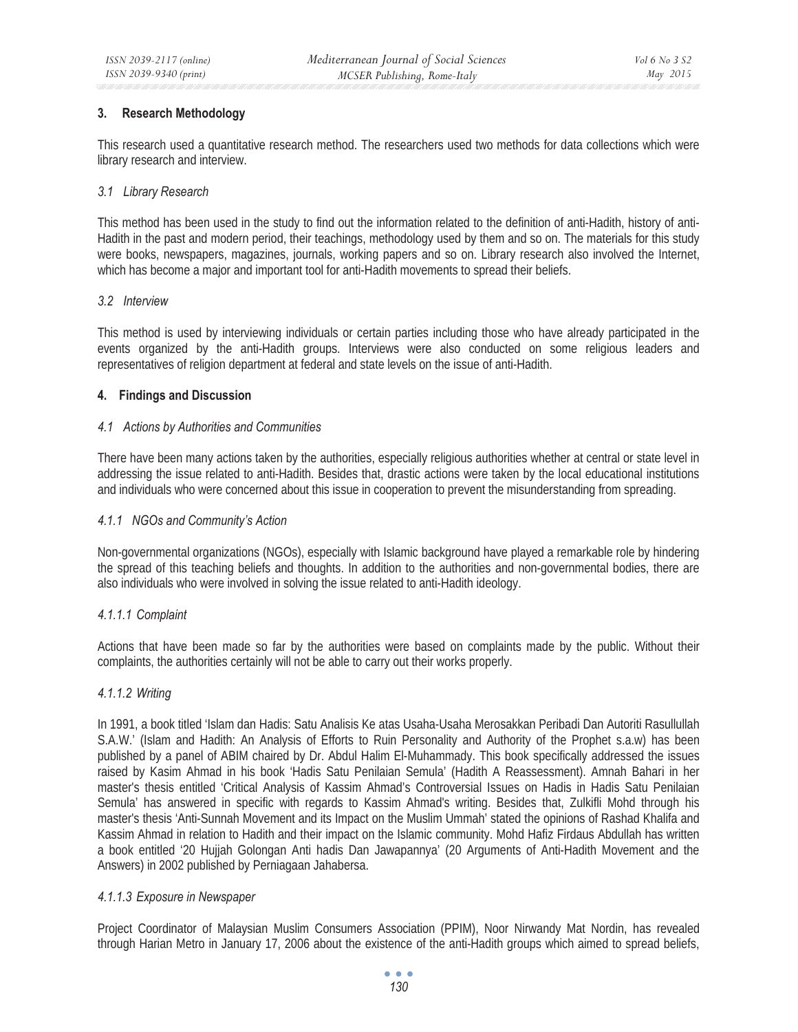## 3. Research Methodology

This research used a quantitative research method. The researchers used two methods for data collections which were library research and interview.

### *3.1 Library Research*

This method has been used in the study to find out the information related to the definition of anti-Hadith, history of anti-Hadith in the past and modern period, their teachings, methodology used by them and so on. The materials for this study were books, newspapers, magazines, journals, working papers and so on. Library research also involved the Internet, which has become a major and important tool for anti-Hadith movements to spread their beliefs.

### *3.2 Interview*

This method is used by interviewing individuals or certain parties including those who have already participated in the events organized by the anti-Hadith groups. Interviews were also conducted on some religious leaders and representatives of religion department at federal and state levels on the issue of anti-Hadith.

## 4. Findings and Discussion

### *4.1 Actions by Authorities and Communities*

There have been many actions taken by the authorities, especially religious authorities whether at central or state level in addressing the issue related to anti-Hadith. Besides that, drastic actions were taken by the local educational institutions and individuals who were concerned about this issue in cooperation to prevent the misunderstanding from spreading.

#### *4.1.1 NGOs and Community's Action*

Non-governmental organizations (NGOs), especially with Islamic background have played a remarkable role by hindering the spread of this teaching beliefs and thoughts. In addition to the authorities and non-governmental bodies, there are also individuals who were involved in solving the issue related to anti-Hadith ideology.

##### *4.1.1.1 Complaint*

Actions that have been made so far by the authorities were based on complaints made by the public. Without their complaints, the authorities certainly will not be able to carry out their works properly.

##### *4.1.1.2 Writing*

In 1991, a book titled 'Islam dan Hadis: Satu Analisis Ke atas Usaha-Usaha Merosakkan Peribadi Dan Autoriti Rasullullah S.A.W.' (Islam and Hadith: An Analysis of Efforts to Ruin Personality and Authority of the Prophet s.a.w) has been published by a panel of ABIM chaired by Dr. Abdul Halim El-Muhammady. This book specifically addressed the issues raised by Kasim Ahmad in his book 'Hadis Satu Penilaian Semula' (Hadith A Reassessment). Amnah Bahari in her master's thesis entitled 'Critical Analysis of Kassim Ahmad's Controversial Issues on Hadis in Hadis Satu Penilaian Semula' has answered in specific with regards to Kassim Ahmad's writing. Besides that, Zulkifli Mohd through his master's thesis 'Anti-Sunnah Movement and its Impact on the Muslim Ummah' stated the opinions of Rashad Khalifa and Kassim Ahmad in relation to Hadith and their impact on the Islamic community. Mohd Hafiz Firdaus Abdullah has written a book entitled '20 Hujjah Golongan Anti hadis Dan Jawapannya' (20 Arguments of Anti-Hadith Movement and the Answers) in 2002 published by Perniagaan Jahabersa.

##### *4.1.1.3 Exposure in Newspaper*

Project Coordinator of Malaysian Muslim Consumers Association (PPIM), Noor Nirwandy Mat Nordin, has revealed through Harian Metro in January 17, 2006 about the existence of the anti-Hadith groups which aimed to spread beliefs,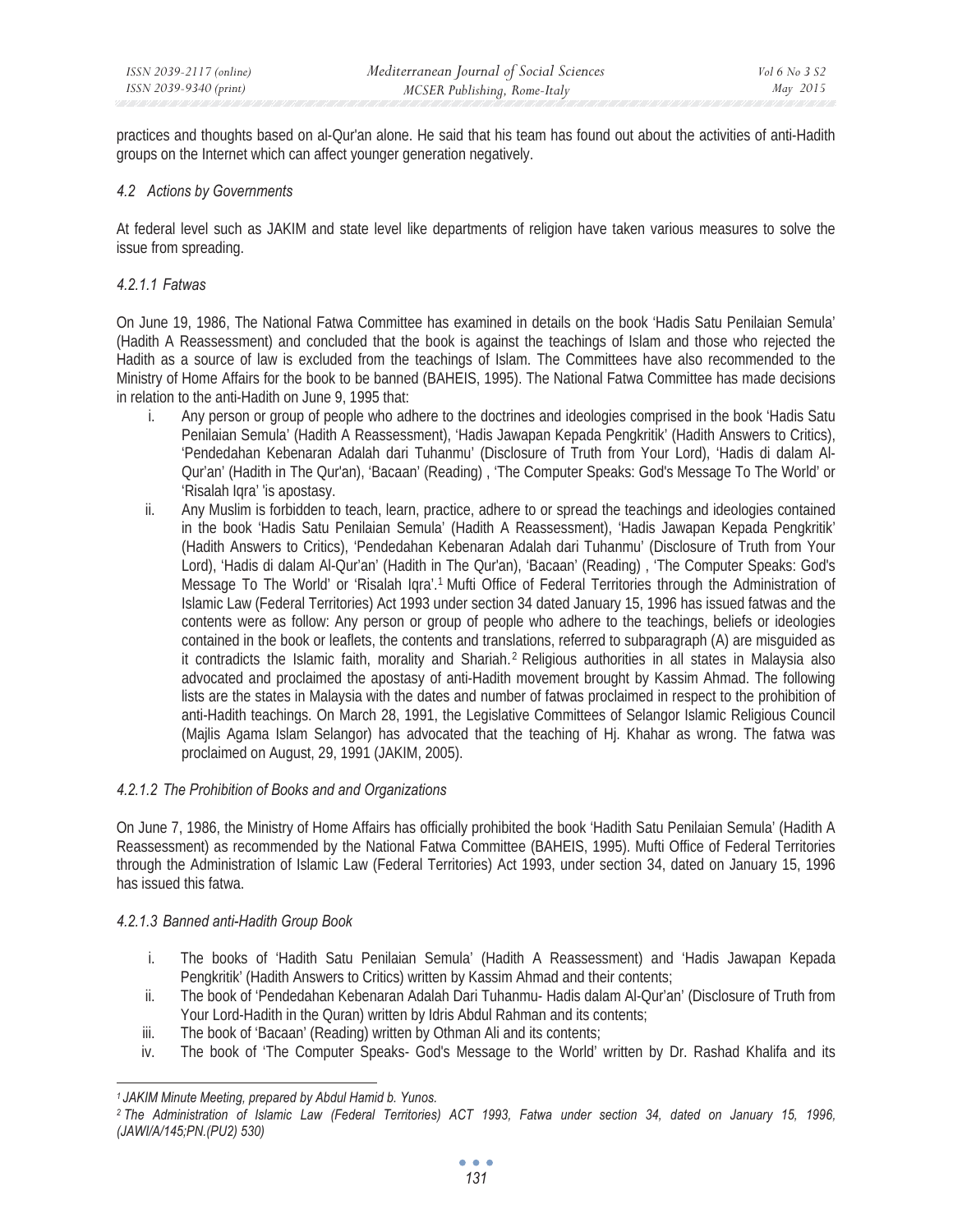practices and thoughts based on al-Qur'an alone. He said that his team has found out about the activities of anti-Hadith groups on the Internet which can affect younger generation negatively.

*4.2 Actions by Governments*

At federal level such as JAKIM and state level like departments of religion have taken various measures to solve the issue from spreading.

*4.2.1.1 Fatwas*

On June 19, 1986, The National Fatwa Committee has examined in details on the book 'Hadis Satu Penilaian Semula' (Hadith A Reassessment) and concluded that the book is against the teachings of Islam and those who rejected the Hadith as a source of law is excluded from the teachings of Islam. The Committees have also recommended to the Ministry of Home Affairs for the book to be banned (BAHEIS, 1995). The National Fatwa Committee has made decisions in relation to the anti-Hadith on June 9, 1995 that:

i. Any person or group of people who adhere to the doctrines and ideologies comprised in the book 'Hadis Satu Penilaian Semula' (Hadith A Reassessment), 'Hadis Jawapan Kepada Pengkritik' (Hadith Answers to Critics), 'Pendedahan Kebenaran Adalah dari Tuhanmu' (Disclosure of Truth from Your Lord), 'Hadis di dalam Al-Qur'an' (Hadith in The Qur'an), 'Bacaan' (Reading) , 'The Computer Speaks: God's Message To The World' or 'Risalah Iqra' 'is apostasy.
ii. Any Muslim is forbidden to teach, learn, practice, adhere to or spread the teachings and ideologies contained in the book 'Hadis Satu Penilaian Semula' (Hadith A Reassessment), 'Hadis Jawapan Kepada Pengkritik' (Hadith Answers to Critics), 'Pendedahan Kebenaran Adalah dari Tuhanmu' (Disclosure of Truth from Your Lord), 'Hadis di dalam Al-Qur'an' (Hadith in The Qur'an), 'Bacaan' (Reading) , 'The Computer Speaks: God's Message To The World' or 'Risalah Iqra'.[1] Mufti Office of Federal Territories through the Administration of Islamic Law (Federal Territories) Act 1993 under section 34 dated January 15, 1996 has issued fatwas and the contents were as follow: Any person or group of people who adhere to the teachings, beliefs or ideologies contained in the book or leaflets, the contents and translations, referred to subparagraph (A) are misguided as it contradicts the Islamic faith, morality and Shariah.[2] Religious authorities in all states in Malaysia also advocated and proclaimed the apostasy of anti-Hadith movement brought by Kassim Ahmad. The following lists are the states in Malaysia with the dates and number of fatwas proclaimed in respect to the prohibition of anti-Hadith teachings. On March 28, 1991, the Legislative Committees of Selangor Islamic Religious Council (Majlis Agama Islam Selangor) has advocated that the teaching of Hj. Khahar as wrong. The fatwa was proclaimed on August, 29, 1991 (JAKIM, 2005).

*4.2.1.2 The Prohibition of Books and and Organizations*

On June 7, 1986, the Ministry of Home Affairs has officially prohibited the book 'Hadith Satu Penilaian Semula' (Hadith A Reassessment) as recommended by the National Fatwa Committee (BAHEIS, 1995). Mufti Office of Federal Territories through the Administration of Islamic Law (Federal Territories) Act 1993, under section 34, dated on January 15, 1996 has issued this fatwa.

*4.2.1.3 Banned anti-Hadith Group Book*

i. The books of 'Hadith Satu Penilaian Semula' (Hadith A Reassessment) and 'Hadis Jawapan Kepada Pengkritik' (Hadith Answers to Critics) written by Kassim Ahmad and their contents;
ii. The book of 'Pendedahan Kebenaran Adalah Dari Tuhanmu- Hadis dalam Al-Qur'an' (Disclosure of Truth from Your Lord-Hadith in the Quran) written by Idris Abdul Rahman and its contents;
iii. The book of 'Bacaan' (Reading) written by Othman Ali and its contents;
iv. The book of 'The Computer Speaks- God's Message to the World' written by Dr. Rashad Khalifa and its

---

*[1] JAKIM Minute Meeting, prepared by Abdul Hamid b. Yunos.*

*[2] The Administration of Islamic Law (Federal Territories) ACT 1993, Fatwa under section 34, dated on January 15, 1996, (JAWI/A/145;PN.(PU2) 530)*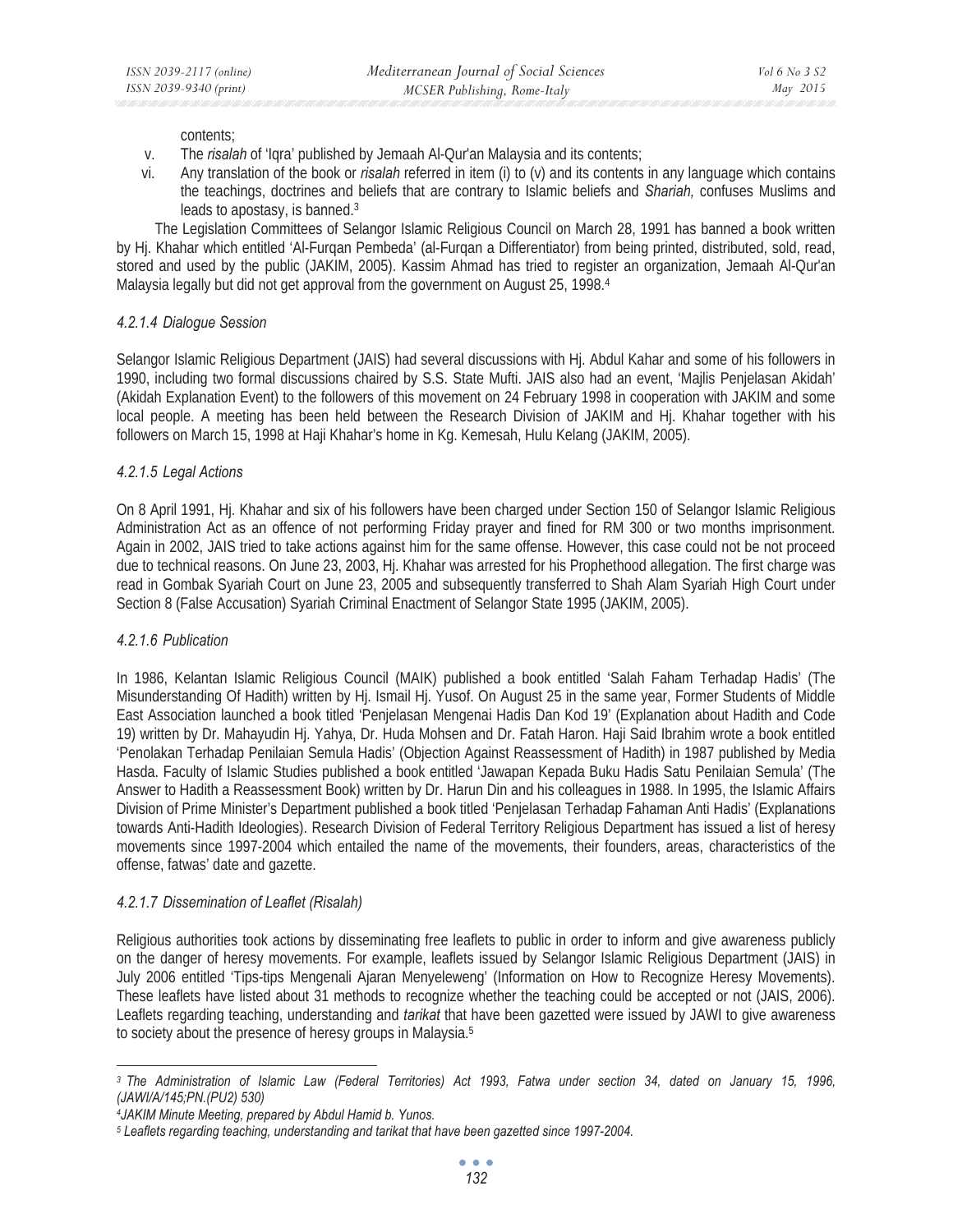contents;

v. The *risalah* of 'Iqra' published by Jemaah Al-Qur'an Malaysia and its contents;
vi. Any translation of the book or *risalah* referred in item (i) to (v) and its contents in any language which contains the teachings, doctrines and beliefs that are contrary to Islamic beliefs and *Shariah,* confuses Muslims and leads to apostasy, is banned.[3]

The Legislation Committees of Selangor Islamic Religious Council on March 28, 1991 has banned a book written by Hj. Khahar which entitled 'Al-Furqan Pembeda' (al-Furqan a Differentiator) from being printed, distributed, sold, read, stored and used by the public (JAKIM, 2005). Kassim Ahmad has tried to register an organization, Jemaah Al-Qur'an Malaysia legally but did not get approval from the government on August 25, 1998.[4]

#### *4.2.1.4 Dialogue Session*

Selangor Islamic Religious Department (JAIS) had several discussions with Hj. Abdul Kahar and some of his followers in 1990, including two formal discussions chaired by S.S. State Mufti. JAIS also had an event, 'Majlis Penjelasan Akidah' (Akidah Explanation Event) to the followers of this movement on 24 February 1998 in cooperation with JAKIM and some local people. A meeting has been held between the Research Division of JAKIM and Hj. Khahar together with his followers on March 15, 1998 at Haji Khahar's home in Kg. Kemesah, Hulu Kelang (JAKIM, 2005).

#### *4.2.1.5 Legal Actions*

On 8 April 1991, Hj. Khahar and six of his followers have been charged under Section 150 of Selangor Islamic Religious Administration Act as an offence of not performing Friday prayer and fined for RM 300 or two months imprisonment. Again in 2002, JAIS tried to take actions against him for the same offense. However, this case could not be not proceed due to technical reasons. On June 23, 2003, Hj. Khahar was arrested for his Prophethood allegation. The first charge was read in Gombak Syariah Court on June 23, 2005 and subsequently transferred to Shah Alam Syariah High Court under Section 8 (False Accusation) Syariah Criminal Enactment of Selangor State 1995 (JAKIM, 2005).

#### *4.2.1.6 Publication*

In 1986, Kelantan Islamic Religious Council (MAIK) published a book entitled 'Salah Faham Terhadap Hadis' (The Misunderstanding Of Hadith) written by Hj. Ismail Hj. Yusof. On August 25 in the same year, Former Students of Middle East Association launched a book titled 'Penjelasan Mengenai Hadis Dan Kod 19' (Explanation about Hadith and Code 19) written by Dr. Mahayudin Hj. Yahya, Dr. Huda Mohsen and Dr. Fatah Haron. Haji Said Ibrahim wrote a book entitled 'Penolakan Terhadap Penilaian Semula Hadis' (Objection Against Reassessment of Hadith) in 1987 published by Media Hasda. Faculty of Islamic Studies published a book entitled 'Jawapan Kepada Buku Hadis Satu Penilaian Semula' (The Answer to Hadith a Reassessment Book) written by Dr. Harun Din and his colleagues in 1988. In 1995, the Islamic Affairs Division of Prime Minister's Department published a book titled 'Penjelasan Terhadap Fahaman Anti Hadis' (Explanations towards Anti-Hadith Ideologies). Research Division of Federal Territory Religious Department has issued a list of heresy movements since 1997-2004 which entailed the name of the movements, their founders, areas, characteristics of the offense, fatwas' date and gazette.

#### *4.2.1.7 Dissemination of Leaflet (Risalah)*

Religious authorities took actions by disseminating free leaflets to public in order to inform and give awareness publicly on the danger of heresy movements. For example, leaflets issued by Selangor Islamic Religious Department (JAIS) in July 2006 entitled 'Tips-tips Mengenali Ajaran Menyeleweng' (Information on How to Recognize Heresy Movements). These leaflets have listed about 31 methods to recognize whether the teaching could be accepted or not (JAIS, 2006). Leaflets regarding teaching, understanding and *tarikat* that have been gazetted were issued by JAWI to give awareness to society about the presence of heresy groups in Malaysia.[5]

---

*[3] The Administration of Islamic Law (Federal Territories) Act 1993, Fatwa under section 34, dated on January 15, 1996, (JAWI/A/145;PN.(PU2) 530)*

*[4] JAKIM Minute Meeting, prepared by Abdul Hamid b. Yunos.*

*[5] Leaflets regarding teaching, understanding and tarikat that have been gazetted since 1997-2004.*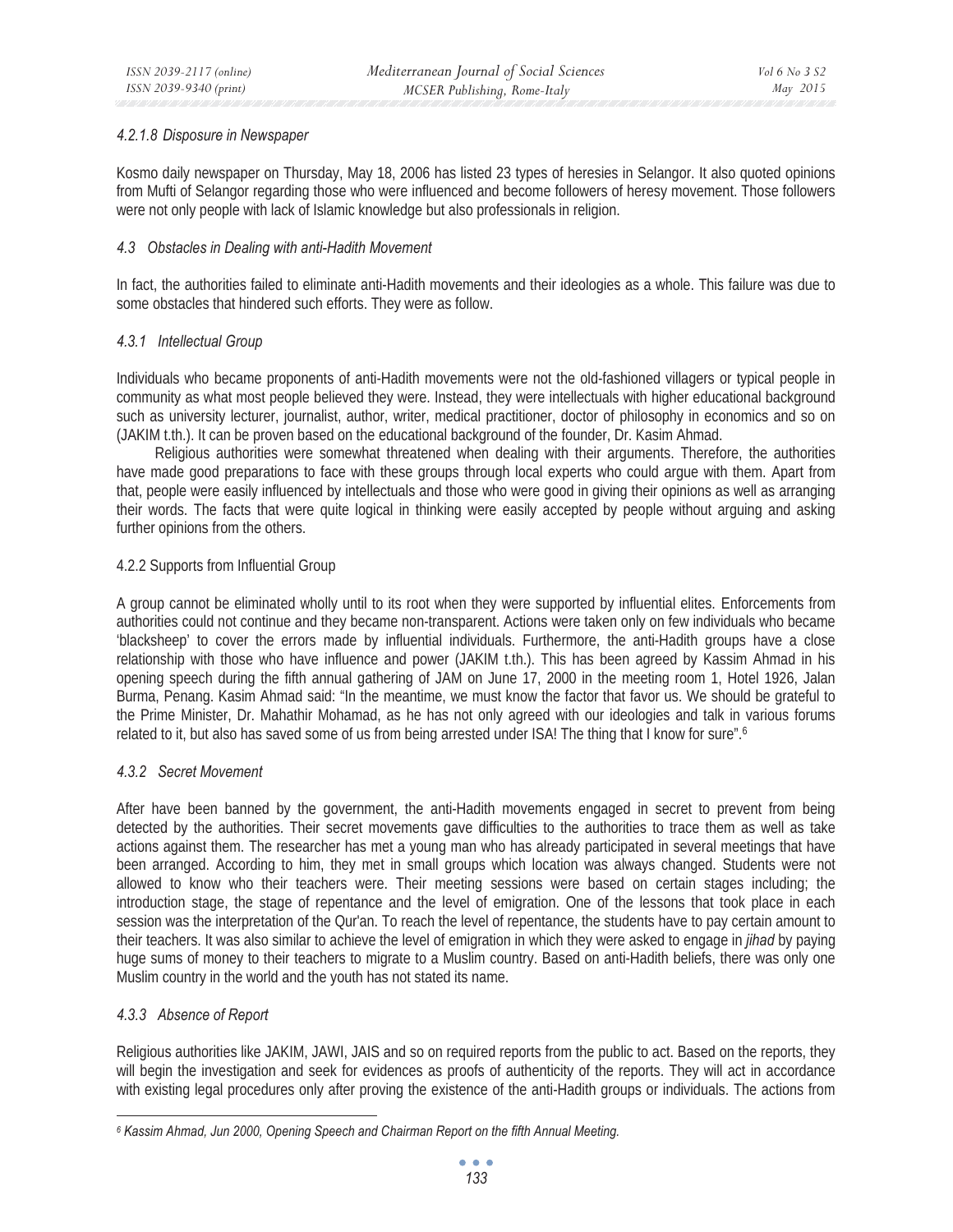#### *4.2.1.8 Disposure in Newspaper*

Kosmo daily newspaper on Thursday, May 18, 2006 has listed 23 types of heresies in Selangor. It also quoted opinions from Mufti of Selangor regarding those who were influenced and become followers of heresy movement. Those followers were not only people with lack of Islamic knowledge but also professionals in religion.

### *4.3 Obstacles in Dealing with anti-Hadith Movement*

In fact, the authorities failed to eliminate anti-Hadith movements and their ideologies as a whole. This failure was due to some obstacles that hindered such efforts. They were as follow.

#### *4.3.1 Intellectual Group*

Individuals who became proponents of anti-Hadith movements were not the old-fashioned villagers or typical people in community as what most people believed they were. Instead, they were intellectuals with higher educational background such as university lecturer, journalist, author, writer, medical practitioner, doctor of philosophy in economics and so on (JAKIM t.th.). It can be proven based on the educational background of the founder, Dr. Kasim Ahmad.

Religious authorities were somewhat threatened when dealing with their arguments. Therefore, the authorities have made good preparations to face with these groups through local experts who could argue with them. Apart from that, people were easily influenced by intellectuals and those who were good in giving their opinions as well as arranging their words. The facts that were quite logical in thinking were easily accepted by people without arguing and asking further opinions from the others.

#### 4.2.2 Supports from Influential Group

A group cannot be eliminated wholly until to its root when they were supported by influential elites. Enforcements from authorities could not continue and they became non-transparent. Actions were taken only on few individuals who became 'blacksheep' to cover the errors made by influential individuals. Furthermore, the anti-Hadith groups have a close relationship with those who have influence and power (JAKIM t.th.). This has been agreed by Kassim Ahmad in his opening speech during the fifth annual gathering of JAM on June 17, 2000 in the meeting room 1, Hotel 1926, Jalan Burma, Penang. Kasim Ahmad said: "In the meantime, we must know the factor that favor us. We should be grateful to the Prime Minister, Dr. Mahathir Mohamad, as he has not only agreed with our ideologies and talk in various forums related to it, but also has saved some of us from being arrested under ISA! The thing that I know for sure".[6]

#### *4.3.2 Secret Movement*

After have been banned by the government, the anti-Hadith movements engaged in secret to prevent from being detected by the authorities. Their secret movements gave difficulties to the authorities to trace them as well as take actions against them. The researcher has met a young man who has already participated in several meetings that have been arranged. According to him, they met in small groups which location was always changed. Students were not allowed to know who their teachers were. Their meeting sessions were based on certain stages including; the introduction stage, the stage of repentance and the level of emigration. One of the lessons that took place in each session was the interpretation of the Qur'an. To reach the level of repentance, the students have to pay certain amount to their teachers. It was also similar to achieve the level of emigration in which they were asked to engage in *jihad* by paying huge sums of money to their teachers to migrate to a Muslim country. Based on anti-Hadith beliefs, there was only one Muslim country in the world and the youth has not stated its name.

#### *4.3.3 Absence of Report*

Religious authorities like JAKIM, JAWI, JAIS and so on required reports from the public to act. Based on the reports, they will begin the investigation and seek for evidences as proofs of authenticity of the reports. They will act in accordance with existing legal procedures only after proving the existence of the anti-Hadith groups or individuals. The actions from

---

*[6] Kassim Ahmad, Jun 2000, Opening Speech and Chairman Report on the fifth Annual Meeting.*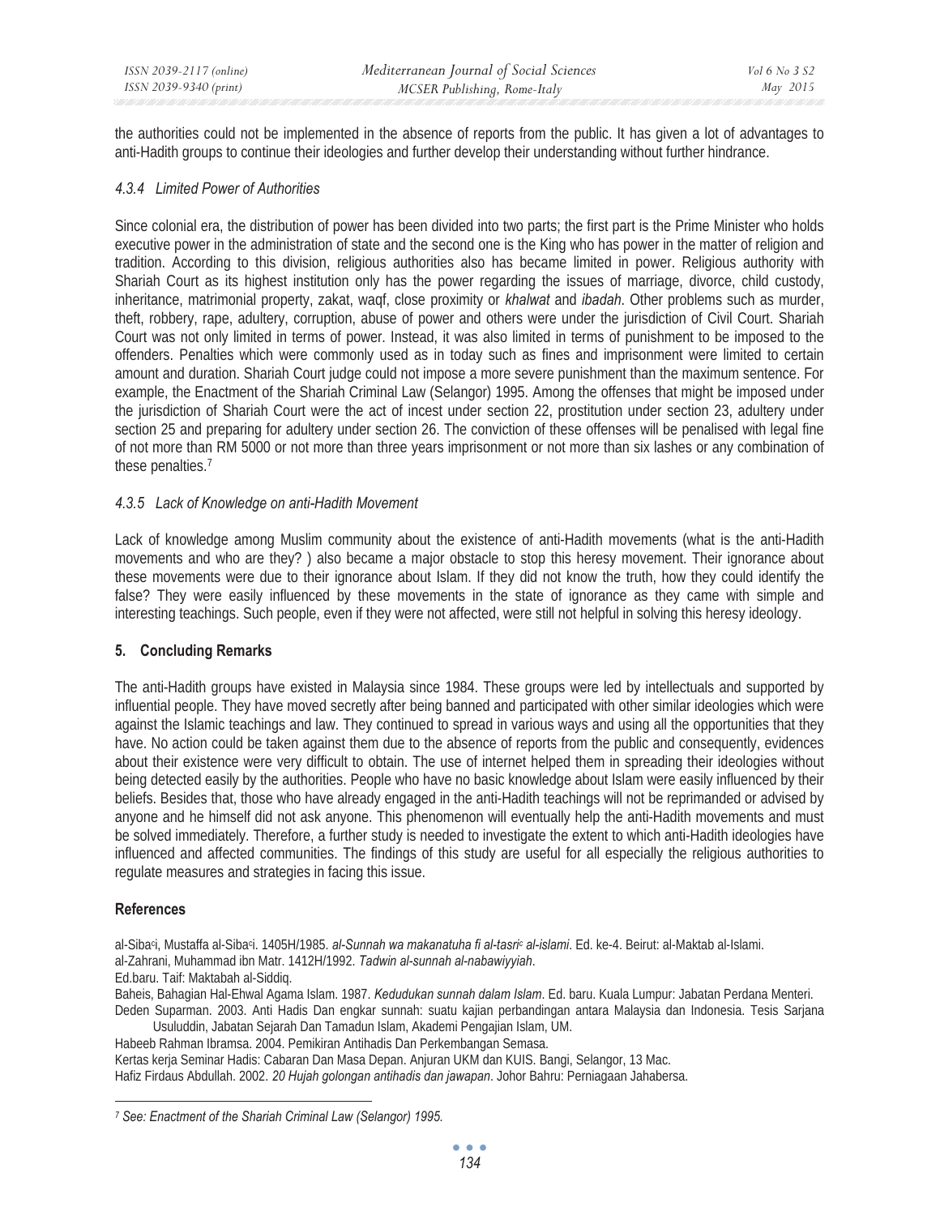the authorities could not be implemented in the absence of reports from the public. It has given a lot of advantages to anti-Hadith groups to continue their ideologies and further develop their understanding without further hindrance.

#### *4.3.4 Limited Power of Authorities*

Since colonial era, the distribution of power has been divided into two parts; the first part is the Prime Minister who holds executive power in the administration of state and the second one is the King who has power in the matter of religion and tradition. According to this division, religious authorities also has became limited in power. Religious authority with Shariah Court as its highest institution only has the power regarding the issues of marriage, divorce, child custody, inheritance, matrimonial property, zakat, waqf, close proximity or *khalwat* and *ibadah*. Other problems such as murder, theft, robbery, rape, adultery, corruption, abuse of power and others were under the jurisdiction of Civil Court. Shariah Court was not only limited in terms of power. Instead, it was also limited in terms of punishment to be imposed to the offenders. Penalties which were commonly used as in today such as fines and imprisonment were limited to certain amount and duration. Shariah Court judge could not impose a more severe punishment than the maximum sentence. For example, the Enactment of the Shariah Criminal Law (Selangor) 1995. Among the offenses that might be imposed under the jurisdiction of Shariah Court were the act of incest under section 22, prostitution under section 23, adultery under section 25 and preparing for adultery under section 26. The conviction of these offenses will be penalised with legal fine of not more than RM 5000 or not more than three years imprisonment or not more than six lashes or any combination of these penalties.[7]

#### *4.3.5 Lack of Knowledge on anti-Hadith Movement*

Lack of knowledge among Muslim community about the existence of anti-Hadith movements (what is the anti-Hadith movements and who are they? ) also became a major obstacle to stop this heresy movement. Their ignorance about these movements were due to their ignorance about Islam. If they did not know the truth, how they could identify the false? They were easily influenced by these movements in the state of ignorance as they came with simple and interesting teachings. Such people, even if they were not affected, were still not helpful in solving this heresy ideology.

## 5. Concluding Remarks

The anti-Hadith groups have existed in Malaysia since 1984. These groups were led by intellectuals and supported by influential people. They have moved secretly after being banned and participated with other similar ideologies which were against the Islamic teachings and law. They continued to spread in various ways and using all the opportunities that they have. No action could be taken against them due to the absence of reports from the public and consequently, evidences about their existence were very difficult to obtain. The use of internet helped them in spreading their ideologies without being detected easily by the authorities. People who have no basic knowledge about Islam were easily influenced by their beliefs. Besides that, those who have already engaged in the anti-Hadith teachings will not be reprimanded or advised by anyone and he himself did not ask anyone. This phenomenon will eventually help the anti-Hadith movements and must be solved immediately. Therefore, a further study is needed to investigate the extent to which anti-Hadith ideologies have influenced and affected communities. The findings of this study are useful for all especially the religious authorities to regulate measures and strategies in facing this issue.

## References

al-Sibaᶜi, Mustaffa al-Sibaᶜi. 1405H/1985. *al-Sunnah wa makanatuha fi al-tasriᶜ al-islami*. Ed. ke-4. Beirut: al-Maktab al-Islami.

al-Zahrani, Muhammad ibn Matr. 1412H/1992. *Tadwin al-sunnah al-nabawiyyiah*.
Ed.baru. Taif: Maktabah al-Siddiq.

Baheis, Bahagian Hal-Ehwal Agama Islam. 1987. *Kedudukan sunnah dalam Islam*. Ed. baru. Kuala Lumpur: Jabatan Perdana Menteri.

Deden Suparman. 2003. Anti Hadis Dan engkar sunnah: suatu kajian perbandingan antara Malaysia dan Indonesia. Tesis Sarjana Usuluddin, Jabatan Sejarah Dan Tamadun Islam, Akademi Pengajian Islam, UM.

Habeeb Rahman Ibramsa. 2004. Pemikiran Antihadis Dan Perkembangan Semasa.

Kertas kerja Seminar Hadis: Cabaran Dan Masa Depan. Anjuran UKM dan KUIS. Bangi, Selangor, 13 Mac.

Hafiz Firdaus Abdullah. 2002. *20 Hujah golongan antihadis dan jawapan*. Johor Bahru: Perniagaan Jahabersa.

---

[7] *See: Enactment of the Shariah Criminal Law (Selangor) 1995.*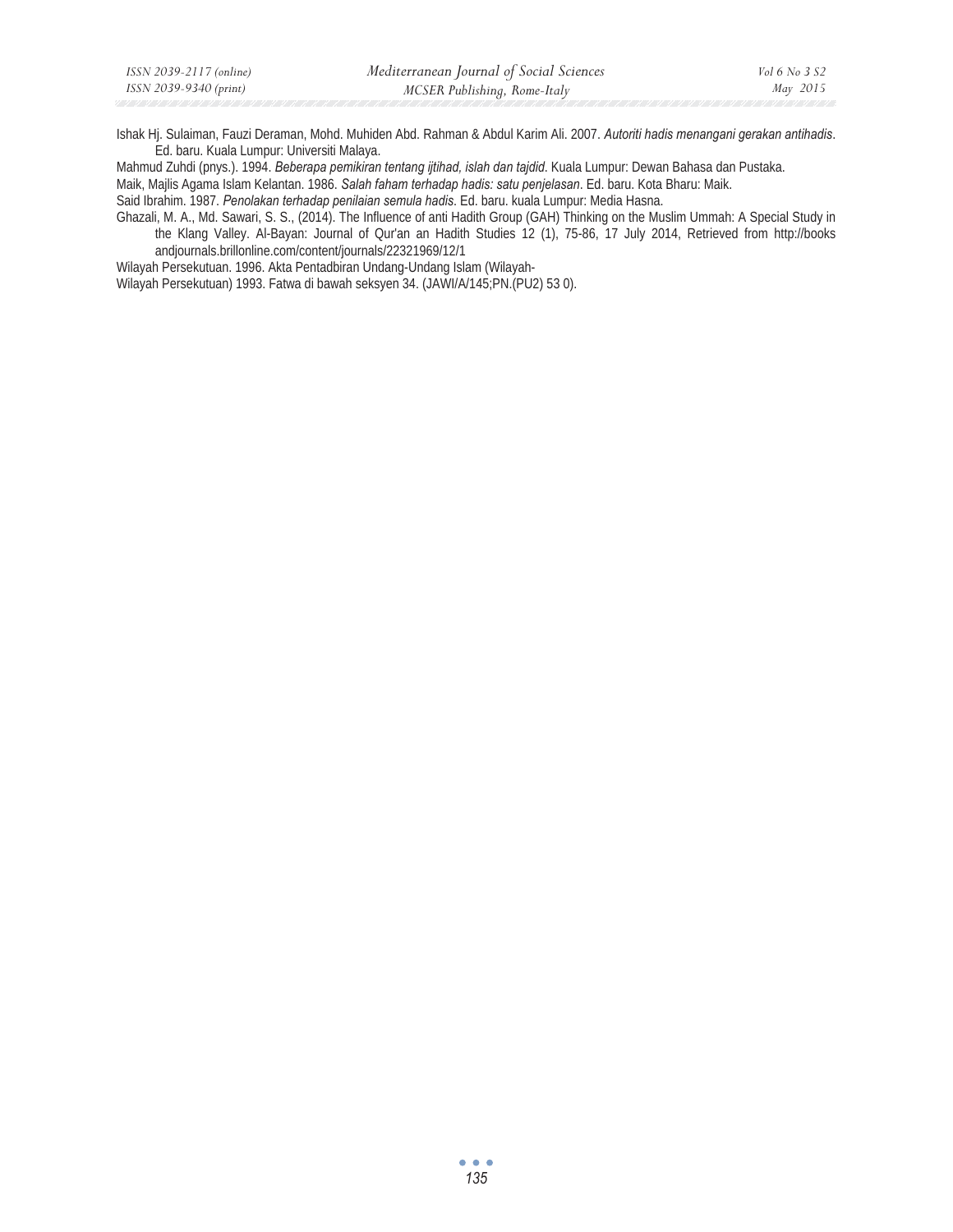Ishak Hj. Sulaiman, Fauzi Deraman, Mohd. Muhiden Abd. Rahman & Abdul Karim Ali. 2007. *Autoriti hadis menangani gerakan antihadis*. Ed. baru. Kuala Lumpur: Universiti Malaya.

Mahmud Zuhdi (pnys.). 1994. *Beberapa pemikiran tentang ijtihad, islah dan tajdid*. Kuala Lumpur: Dewan Bahasa dan Pustaka.

Maik, Majlis Agama Islam Kelantan. 1986. *Salah faham terhadap hadis: satu penjelasan*. Ed. baru. Kota Bharu: Maik.

Said Ibrahim. 1987. *Penolakan terhadap penilaian semula hadis*. Ed. baru. kuala Lumpur: Media Hasna.

Ghazali, M. A., Md. Sawari, S. S., (2014). The Influence of anti Hadith Group (GAH) Thinking on the Muslim Ummah: A Special Study in the Klang Valley. Al-Bayan: Journal of Qur'an an Hadith Studies 12 (1), 75-86, 17 July 2014, Retrieved from http://books andjournals.brillonline.com/content/journals/22321969/12/1

Wilayah Persekutuan. 1996. Akta Pentadbiran Undang-Undang Islam (Wilayah-

Wilayah Persekutuan) 1993. Fatwa di bawah seksyen 34. (JAWI/A/145;PN.(PU2) 53 0).